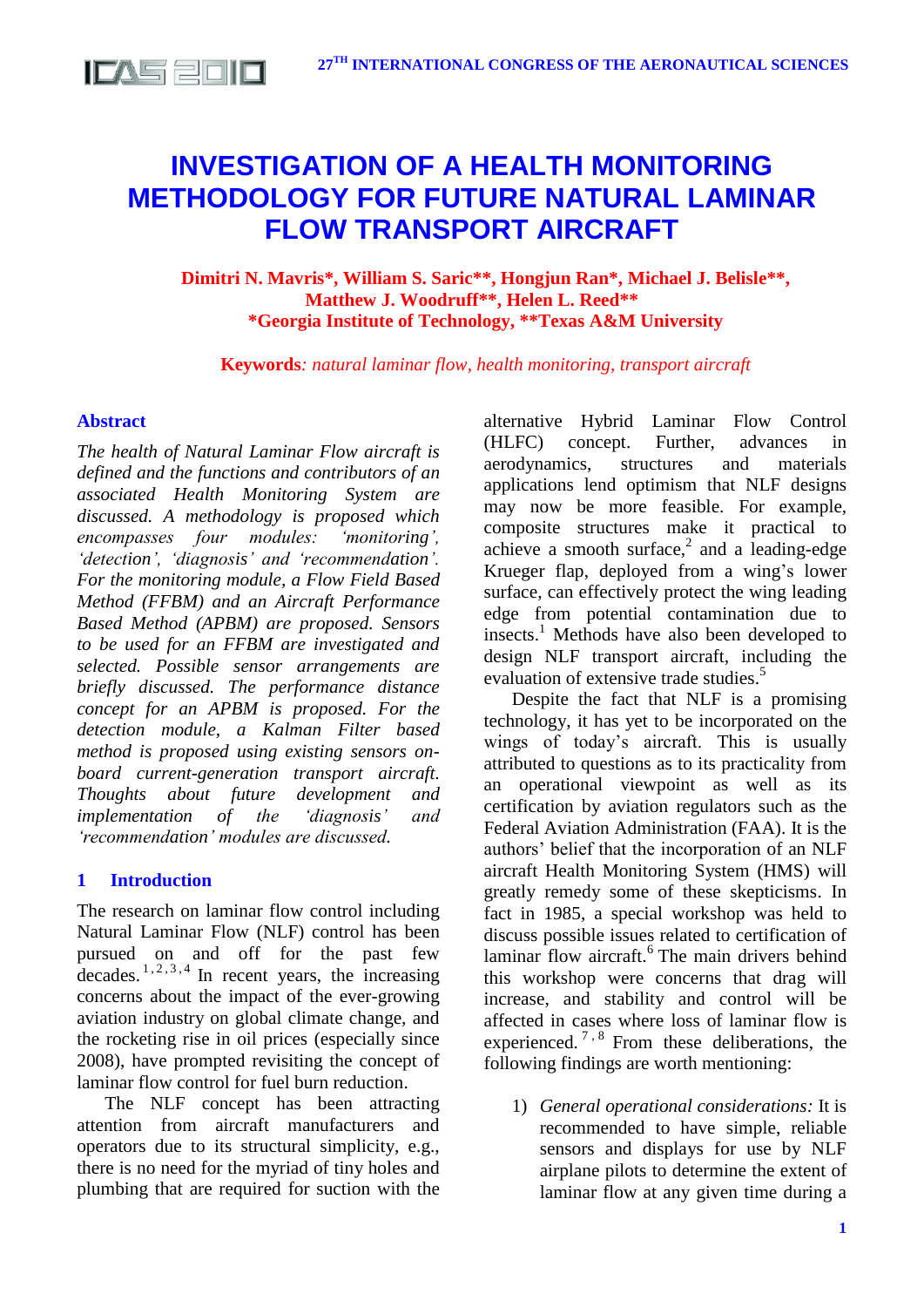# INVESTIGATION OF A HEALTH MONITORING METHODOLOGY FOR FUTURE NATURAL LAMINAR FLOW TRANSPORT AIRCRAFT

**Dimitri N. Mavris\*, William S. Saric\*\*, Hongjun Ran\*, Michael J. Belisle\*\*, Matthew J. Woodruff\*\*, Helen L. Reed\*\***
**\*Georgia Institute of Technology, \*\*Texas A&M University**

**Keywords**: *natural laminar flow, health monitoring, transport aircraft*

## Abstract

*The health of Natural Laminar Flow aircraft is defined and the functions and contributors of an associated Health Monitoring System are discussed. A methodology is proposed which encompasses four modules: 'monitoring', 'detection', 'diagnosis' and 'recommendation'. For the monitoring module, a Flow Field Based Method (FFBM) and an Aircraft Performance Based Method (APBM) are proposed. Sensors to be used for an FFBM are investigated and selected. Possible sensor arrangements are briefly discussed. The performance distance concept for an APBM is proposed. For the detection module, a Kalman Filter based method is proposed using existing sensors on-board current-generation transport aircraft. Thoughts about future development and implementation of the 'diagnosis' and 'recommendation' modules are discussed.*

## 1 Introduction

The research on laminar flow control including Natural Laminar Flow (NLF) control has been pursued on and off for the past few decades.[1,2,3,4] In recent years, the increasing concerns about the impact of the ever-growing aviation industry on global climate change, and the rocketing rise in oil prices (especially since 2008), have prompted revisiting the concept of laminar flow control for fuel burn reduction.

The NLF concept has been attracting attention from aircraft manufacturers and operators due to its structural simplicity, e.g., there is no need for the myriad of tiny holes and plumbing that are required for suction with the alternative Hybrid Laminar Flow Control (HLFC) concept. Further, advances in aerodynamics, structures and materials applications lend optimism that NLF designs may now be more feasible. For example, composite structures make it practical to achieve a smooth surface,[2] and a leading-edge Krueger flap, deployed from a wing's lower surface, can effectively protect the wing leading edge from potential contamination due to insects.[1] Methods have also been developed to design NLF transport aircraft, including the evaluation of extensive trade studies.[5]

Despite the fact that NLF is a promising technology, it has yet to be incorporated on the wings of today's aircraft. This is usually attributed to questions as to its practicality from an operational viewpoint as well as its certification by aviation regulators such as the Federal Aviation Administration (FAA). It is the authors' belief that the incorporation of an NLF aircraft Health Monitoring System (HMS) will greatly remedy some of these skepticisms. In fact in 1985, a special workshop was held to discuss possible issues related to certification of laminar flow aircraft.[6] The main drivers behind this workshop were concerns that drag will increase, and stability and control will be affected in cases where loss of laminar flow is experienced.[7,8] From these deliberations, the following findings are worth mentioning:

1) *General operational considerations:* It is recommended to have simple, reliable sensors and displays for use by NLF airplane pilots to determine the extent of laminar flow at any given time during a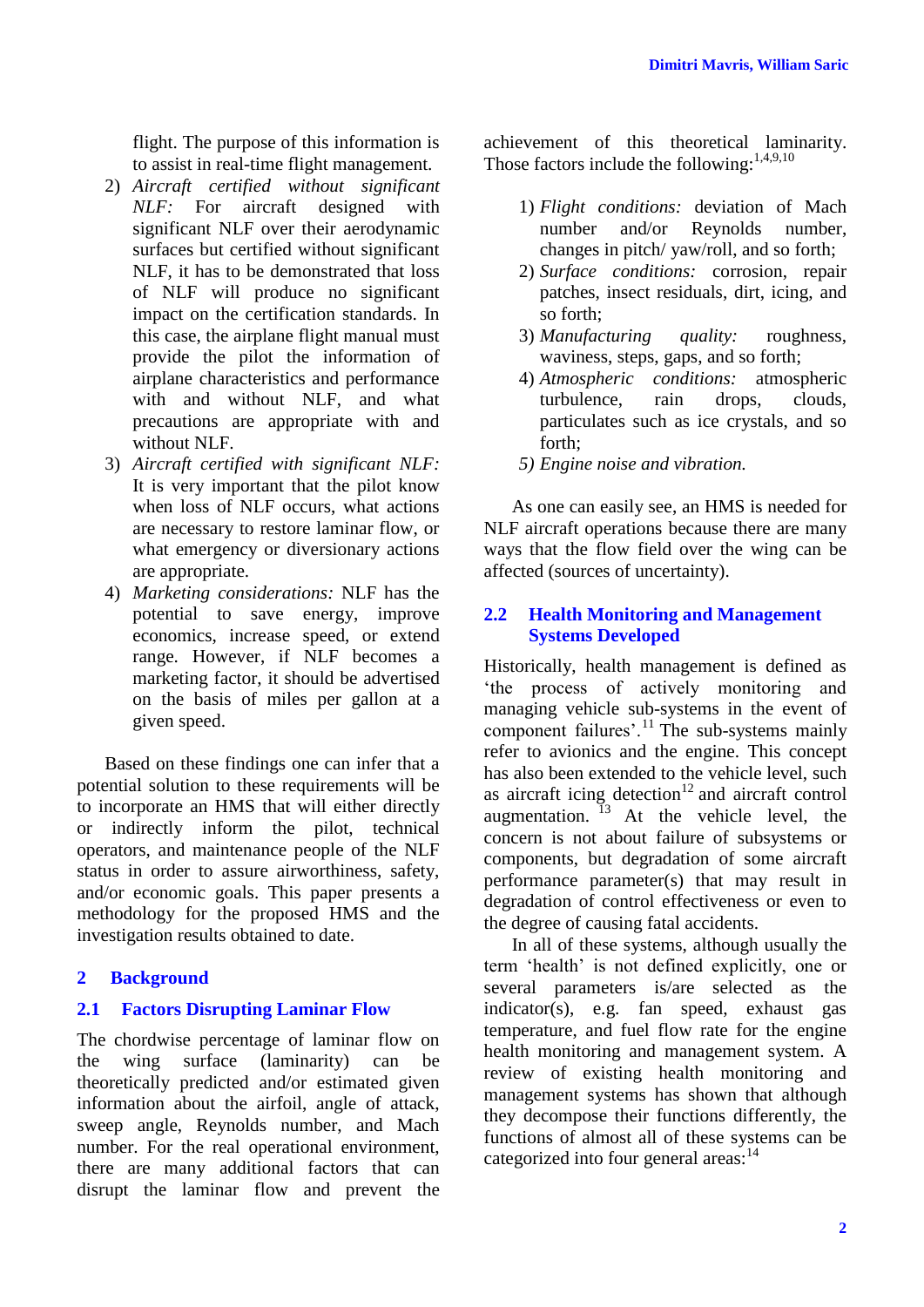flight. The purpose of this information is to assist in real-time flight management.

2) *Aircraft certified without significant NLF:* For aircraft designed with significant NLF over their aerodynamic surfaces but certified without significant NLF, it has to be demonstrated that loss of NLF will produce no significant impact on the certification standards. In this case, the airplane flight manual must provide the pilot the information of airplane characteristics and performance with and without NLF, and what precautions are appropriate with and without NLF.
3) *Aircraft certified with significant NLF:* It is very important that the pilot know when loss of NLF occurs, what actions are necessary to restore laminar flow, or what emergency or diversionary actions are appropriate.
4) *Marketing considerations:* NLF has the potential to save energy, improve economics, increase speed, or extend range. However, if NLF becomes a marketing factor, it should be advertised on the basis of miles per gallon at a given speed.

Based on these findings one can infer that a potential solution to these requirements will be to incorporate an HMS that will either directly or indirectly inform the pilot, technical operators, and maintenance people of the NLF status in order to assure airworthiness, safety, and/or economic goals. This paper presents a methodology for the proposed HMS and the investigation results obtained to date.

## 2 Background

### 2.1 Factors Disrupting Laminar Flow

The chordwise percentage of laminar flow on the wing surface (laminarity) can be theoretically predicted and/or estimated given information about the airfoil, angle of attack, sweep angle, Reynolds number, and Mach number. For the real operational environment, there are many additional factors that can disrupt the laminar flow and prevent the achievement of this theoretical laminarity. Those factors include the following:[1,4,9,10]

1) *Flight conditions:* deviation of Mach number and/or Reynolds number, changes in pitch/ yaw/roll, and so forth;
2) *Surface conditions:* corrosion, repair patches, insect residuals, dirt, icing, and so forth;
3) *Manufacturing quality:* roughness, waviness, steps, gaps, and so forth;
4) *Atmospheric conditions:* atmospheric turbulence, rain drops, clouds, particulates such as ice crystals, and so forth;
5) *Engine noise and vibration.*

As one can easily see, an HMS is needed for NLF aircraft operations because there are many ways that the flow field over the wing can be affected (sources of uncertainty).

### 2.2 Health Monitoring and Management Systems Developed

Historically, health management is defined as 'the process of actively monitoring and managing vehicle sub-systems in the event of component failures'.[11] The sub-systems mainly refer to avionics and the engine. This concept has also been extended to the vehicle level, such as aircraft icing detection[12] and aircraft control augmentation. [13] At the vehicle level, the concern is not about failure of subsystems or components, but degradation of some aircraft performance parameter(s) that may result in degradation of control effectiveness or even to the degree of causing fatal accidents.

In all of these systems, although usually the term 'health' is not defined explicitly, one or several parameters is/are selected as the indicator(s), e.g. fan speed, exhaust gas temperature, and fuel flow rate for the engine health monitoring and management system. A review of existing health monitoring and management systems has shown that although they decompose their functions differently, the functions of almost all of these systems can be categorized into four general areas:[14]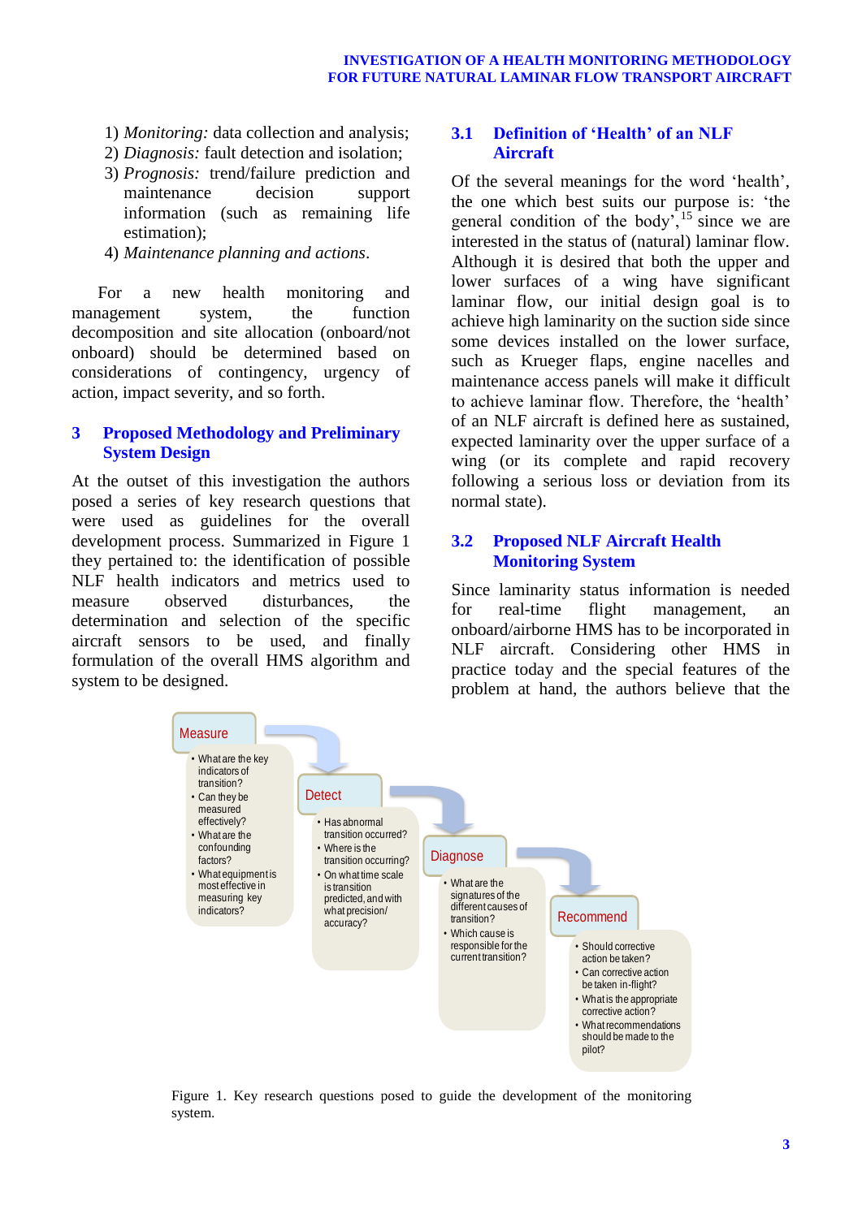1) *Monitoring:* data collection and analysis;
2) *Diagnosis:* fault detection and isolation;
3) *Prognosis:* trend/failure prediction and maintenance decision support information (such as remaining life estimation);
4) *Maintenance planning and actions*.

For a new health monitoring and management system, the function decomposition and site allocation (onboard/not onboard) should be determined based on considerations of contingency, urgency of action, impact severity, and so forth.

## 3 Proposed Methodology and Preliminary System Design

At the outset of this investigation the authors posed a series of key research questions that were used as guidelines for the overall development process. Summarized in Figure 1 they pertained to: the identification of possible NLF health indicators and metrics used to measure observed disturbances, the determination and selection of the specific aircraft sensors to be used, and finally formulation of the overall HMS algorithm and system to be designed.

### 3.1 Definition of 'Health' of an NLF Aircraft

Of the several meanings for the word 'health', the one which best suits our purpose is: 'the general condition of the body',[15] since we are interested in the status of (natural) laminar flow. Although it is desired that both the upper and lower surfaces of a wing have significant laminar flow, our initial design goal is to achieve high laminarity on the suction side since some devices installed on the lower surface, such as Krueger flaps, engine nacelles and maintenance access panels will make it difficult to achieve laminar flow. Therefore, the 'health' of an NLF aircraft is defined here as sustained, expected laminarity over the upper surface of a wing (or its complete and rapid recovery following a serious loss or deviation from its normal state).

### 3.2 Proposed NLF Aircraft Health Monitoring System

Since laminarity status information is needed for real-time flight management, an onboard/airborne HMS has to be incorporated in NLF aircraft. Considering other HMS in practice today and the special features of the problem at hand, the authors believe that the

**Measure**
- What are the key indicators of transition?
- Can they be measured effectively?
- What are the confounding factors?
- What equipment is most effective in measuring key indicators?

**Detect**
- Has abnormal transition occurred?
- Where is the transition occurring?
- On what time scale is transition predicted, and with what precision/accuracy?

**Diagnose**
- What are the signatures of the different causes of transition?
- Which cause is responsible for the current transition?

**Recommend**
- Should corrective action be taken?
- Can corrective action be taken in-flight?
- What is the appropriate corrective action?
- What recommendations should be made to the pilot?

Figure 1. Key research questions posed to guide the development of the monitoring system.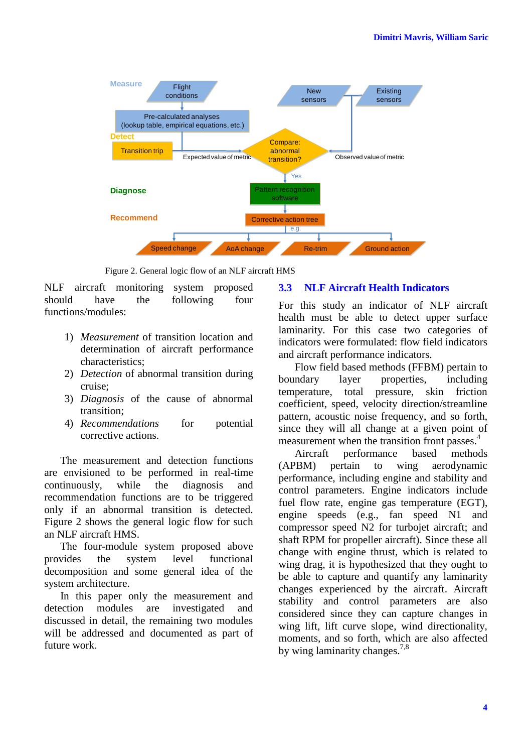Measure

Flight conditions

Pre-calculated analyses (lookup table, empirical equations, etc.)

New sensors

Existing sensors

Detect

Transition trip

Expected value of metric

Compare: abnormal transition?

Observed value of metric

Yes

Diagnose

Pattern recognition software

Recommend

Corrective action tree

e.g.

Speed change

AoA change

Re-trim

Ground action

Figure 2. General logic flow of an NLF aircraft HMS

NLF aircraft monitoring system proposed should have the following four functions/modules:

1) *Measurement* of transition location and determination of aircraft performance characteristics;
2) *Detection* of abnormal transition during cruise;
3) *Diagnosis* of the cause of abnormal transition;
4) *Recommendations* for potential corrective actions.

The measurement and detection functions are envisioned to be performed in real-time continuously, while the diagnosis and recommendation functions are to be triggered only if an abnormal transition is detected. Figure 2 shows the general logic flow for such an NLF aircraft HMS.

The four-module system proposed above provides the system level functional decomposition and some general idea of the system architecture.

In this paper only the measurement and detection modules are investigated and discussed in detail, the remaining two modules will be addressed and documented as part of future work.

## 3.3 NLF Aircraft Health Indicators

For this study an indicator of NLF aircraft health must be able to detect upper surface laminarity. For this case two categories of indicators were formulated: flow field indicators and aircraft performance indicators.

Flow field based methods (FFBM) pertain to boundary layer properties, including temperature, total pressure, skin friction coefficient, speed, velocity direction/streamline pattern, acoustic noise frequency, and so forth, since they will all change at a given point of measurement when the transition front passes.[4]

Aircraft performance based methods (APBM) pertain to wing aerodynamic performance, including engine and stability and control parameters. Engine indicators include fuel flow rate, engine gas temperature (EGT), engine speeds (e.g., fan speed N1 and compressor speed N2 for turbojet aircraft; and shaft RPM for propeller aircraft). Since these all change with engine thrust, which is related to wing drag, it is hypothesized that they ought to be able to capture and quantify any laminarity changes experienced by the aircraft. Aircraft stability and control parameters are also considered since they can capture changes in wing lift, lift curve slope, wind directionality, moments, and so forth, which are also affected by wing laminarity changes.[7,8]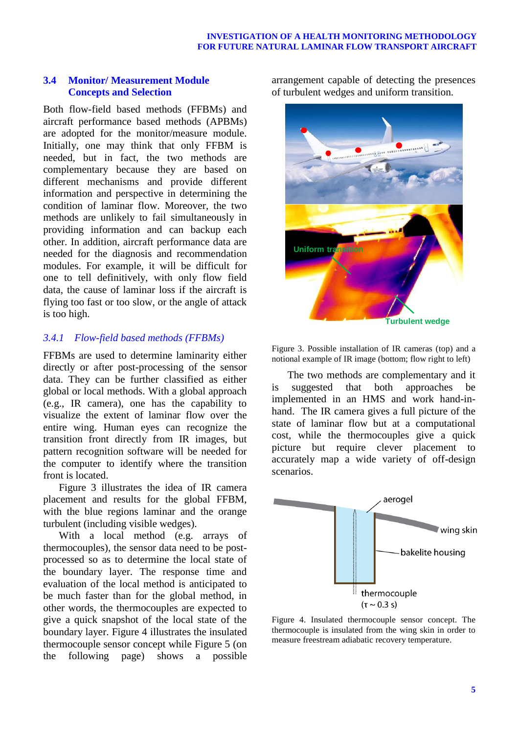### 3.4 Monitor/ Measurement Module Concepts and Selection

Both flow-field based methods (FFBMs) and aircraft performance based methods (APBMs) are adopted for the monitor/measure module. Initially, one may think that only FFBM is needed, but in fact, the two methods are complementary because they are based on different mechanisms and provide different information and perspective in determining the condition of laminar flow. Moreover, the two methods are unlikely to fail simultaneously in providing information and can backup each other. In addition, aircraft performance data are needed for the diagnosis and recommendation modules. For example, it will be difficult for one to tell definitively, with only flow field data, the cause of laminar loss if the aircraft is flying too fast or too slow, or the angle of attack is too high.

#### *3.4.1 Flow-field based methods (FFBMs)*

FFBMs are used to determine laminarity either directly or after post-processing of the sensor data. They can be further classified as either global or local methods. With a global approach (e.g., IR camera), one has the capability to visualize the extent of laminar flow over the entire wing. Human eyes can recognize the transition front directly from IR images, but pattern recognition software will be needed for the computer to identify where the transition front is located.

Figure 3 illustrates the idea of IR camera placement and results for the global FFBM, with the blue regions laminar and the orange turbulent (including visible wedges).

With a local method (e.g. arrays of thermocouples), the sensor data need to be post-processed so as to determine the local state of the boundary layer. The response time and evaluation of the local method is anticipated to be much faster than for the global method, in other words, the thermocouples are expected to give a quick snapshot of the local state of the boundary layer. Figure 4 illustrates the insulated thermocouple sensor concept while Figure 5 (on the following page) shows a possible arrangement capable of detecting the presences of turbulent wedges and uniform transition.

Uniform transition

Turbulent wedge

Figure 3. Possible installation of IR cameras (top) and a notional example of IR image (bottom; flow right to left)

The two methods are complementary and it is suggested that both approaches be implemented in an HMS and work hand-in-hand. The IR camera gives a full picture of the state of laminar flow but at a computational cost, while the thermocouples give a quick picture but require clever placement to accurately map a wide variety of off-design scenarios.

aerogel

wing skin

bakelite housing

thermocouple
(τ ~ 0.3 s)

Figure 4. Insulated thermocouple sensor concept. The thermocouple is insulated from the wing skin in order to measure freestream adiabatic recovery temperature.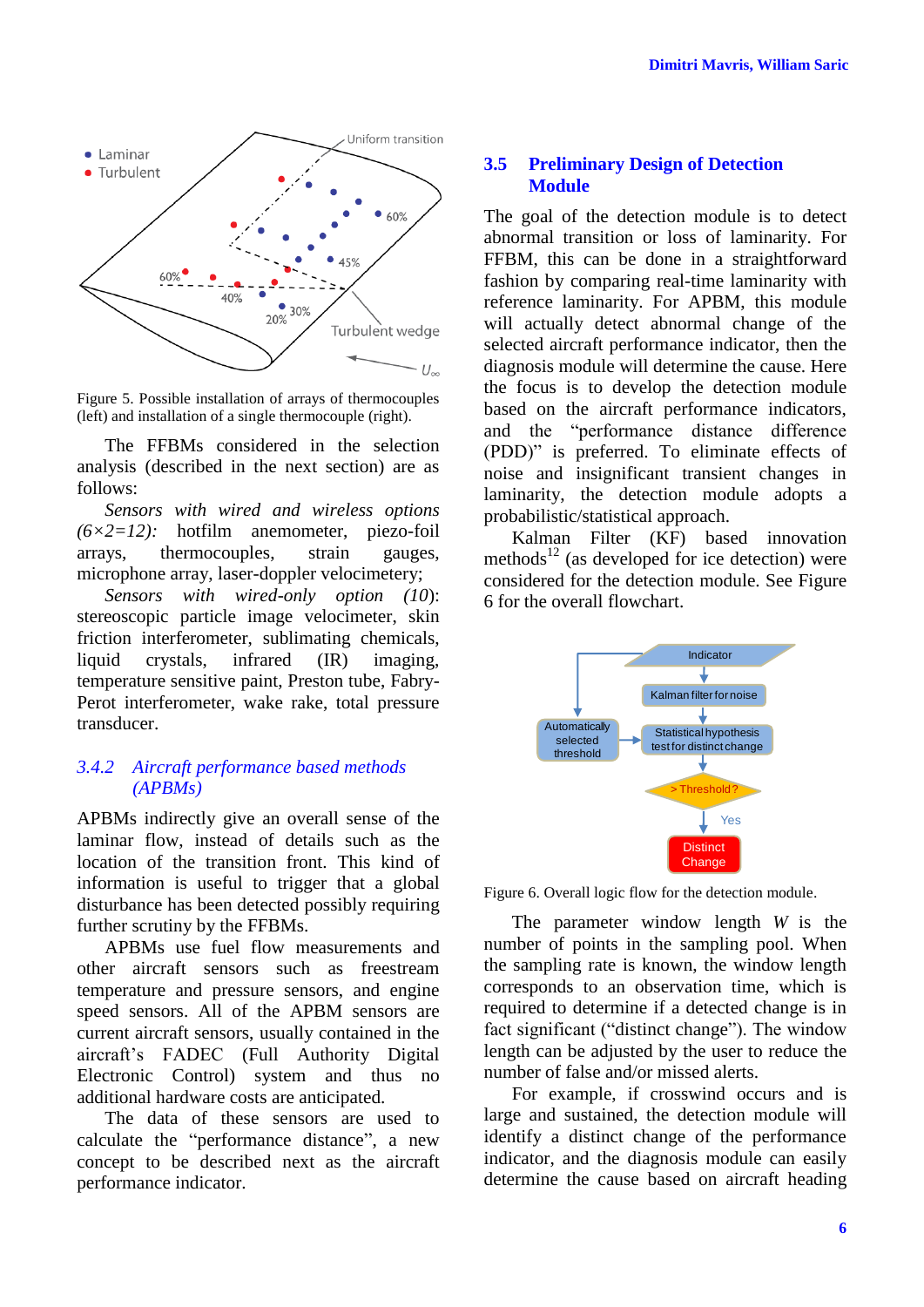Laminar
Turbulent
Uniform transition
60%
45%
60%
40%
20%
30%
Turbulent wedge
$U_\infty$

Figure 5. Possible installation of arrays of thermocouples (left) and installation of a single thermocouple (right).

The FFBMs considered in the selection analysis (described in the next section) are as follows:

*Sensors with wired and wireless options (6×2=12):* hotfilm anemometer, piezo-foil arrays, thermocouples, strain gauges, microphone array, laser-doppler velocimetery;

*Sensors with wired-only option (10*): stereoscopic particle image velocimeter, skin friction interferometer, sublimating chemicals, liquid crystals, infrared (IR) imaging, temperature sensitive paint, Preston tube, Fabry-Perot interferometer, wake rake, total pressure transducer.

### *3.4.2 Aircraft performance based methods (APBMs)*

APBMs indirectly give an overall sense of the laminar flow, instead of details such as the location of the transition front. This kind of information is useful to trigger that a global disturbance has been detected possibly requiring further scrutiny by the FFBMs.

APBMs use fuel flow measurements and other aircraft sensors such as freestream temperature and pressure sensors, and engine speed sensors. All of the APBM sensors are current aircraft sensors, usually contained in the aircraft's FADEC (Full Authority Digital Electronic Control) system and thus no additional hardware costs are anticipated.

The data of these sensors are used to calculate the "performance distance", a new concept to be described next as the aircraft performance indicator.

## 3.5 Preliminary Design of Detection Module

The goal of the detection module is to detect abnormal transition or loss of laminarity. For FFBM, this can be done in a straightforward fashion by comparing real-time laminarity with reference laminarity. For APBM, this module will actually detect abnormal change of the selected aircraft performance indicator, then the diagnosis module will determine the cause. Here the focus is to develop the detection module based on the aircraft performance indicators, and the "performance distance difference (PDD)" is preferred. To eliminate effects of noise and insignificant transient changes in laminarity, the detection module adopts a probabilistic/statistical approach.

Kalman Filter (KF) based innovation methods[12] (as developed for ice detection) were considered for the detection module. See Figure 6 for the overall flowchart.

Indicator
Kalman filter for noise
Automatically selected threshold
Statistical hypothesis test for distinct change
> Threshold ?
Yes
Distinct Change

Figure 6. Overall logic flow for the detection module.

The parameter window length $W$ is the number of points in the sampling pool. When the sampling rate is known, the window length corresponds to an observation time, which is required to determine if a detected change is in fact significant ("distinct change"). The window length can be adjusted by the user to reduce the number of false and/or missed alerts.

For example, if crosswind occurs and is large and sustained, the detection module will identify a distinct change of the performance indicator, and the diagnosis module can easily determine the cause based on aircraft heading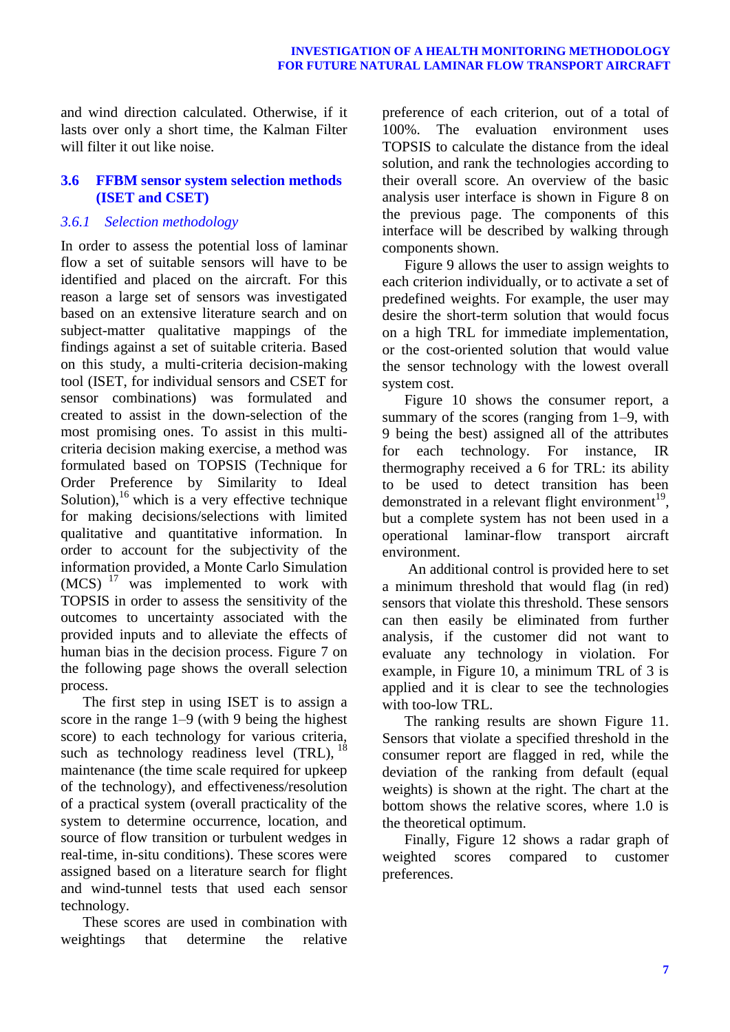and wind direction calculated. Otherwise, if it lasts over only a short time, the Kalman Filter will filter it out like noise.

## 3.6 FFBM sensor system selection methods (ISET and CSET)

### *3.6.1 Selection methodology*

In order to assess the potential loss of laminar flow a set of suitable sensors will have to be identified and placed on the aircraft. For this reason a large set of sensors was investigated based on an extensive literature search and on subject-matter qualitative mappings of the findings against a set of suitable criteria. Based on this study, a multi-criteria decision-making tool (ISET, for individual sensors and CSET for sensor combinations) was formulated and created to assist in the down-selection of the most promising ones. To assist in this multi-criteria decision making exercise, a method was formulated based on TOPSIS (Technique for Order Preference by Similarity to Ideal Solution),[16] which is a very effective technique for making decisions/selections with limited qualitative and quantitative information. In order to account for the subjectivity of the information provided, a Monte Carlo Simulation (MCS) [17] was implemented to work with TOPSIS in order to assess the sensitivity of the outcomes to uncertainty associated with the provided inputs and to alleviate the effects of human bias in the decision process. Figure 7 on the following page shows the overall selection process.

The first step in using ISET is to assign a score in the range 1–9 (with 9 being the highest score) to each technology for various criteria, such as technology readiness level (TRL), [18] maintenance (the time scale required for upkeep of the technology), and effectiveness/resolution of a practical system (overall practicality of the system to determine occurrence, location, and source of flow transition or turbulent wedges in real-time, in-situ conditions). These scores were assigned based on a literature search for flight and wind-tunnel tests that used each sensor technology.

These scores are used in combination with weightings that determine the relative preference of each criterion, out of a total of 100%. The evaluation environment uses TOPSIS to calculate the distance from the ideal solution, and rank the technologies according to their overall score. An overview of the basic analysis user interface is shown in Figure 8 on the previous page. The components of this interface will be described by walking through components shown.

Figure 9 allows the user to assign weights to each criterion individually, or to activate a set of predefined weights. For example, the user may desire the short-term solution that would focus on a high TRL for immediate implementation, or the cost-oriented solution that would value the sensor technology with the lowest overall system cost.

Figure 10 shows the consumer report, a summary of the scores (ranging from 1–9, with 9 being the best) assigned all of the attributes for each technology. For instance, IR thermography received a 6 for TRL: its ability to be used to detect transition has been demonstrated in a relevant flight environment[19], but a complete system has not been used in a operational laminar-flow transport aircraft environment.

An additional control is provided here to set a minimum threshold that would flag (in red) sensors that violate this threshold. These sensors can then easily be eliminated from further analysis, if the customer did not want to evaluate any technology in violation. For example, in Figure 10, a minimum TRL of 3 is applied and it is clear to see the technologies with too-low TRL.

The ranking results are shown Figure 11. Sensors that violate a specified threshold in the consumer report are flagged in red, while the deviation of the ranking from default (equal weights) is shown at the right. The chart at the bottom shows the relative scores, where 1.0 is the theoretical optimum.

Finally, Figure 12 shows a radar graph of weighted scores compared to customer preferences.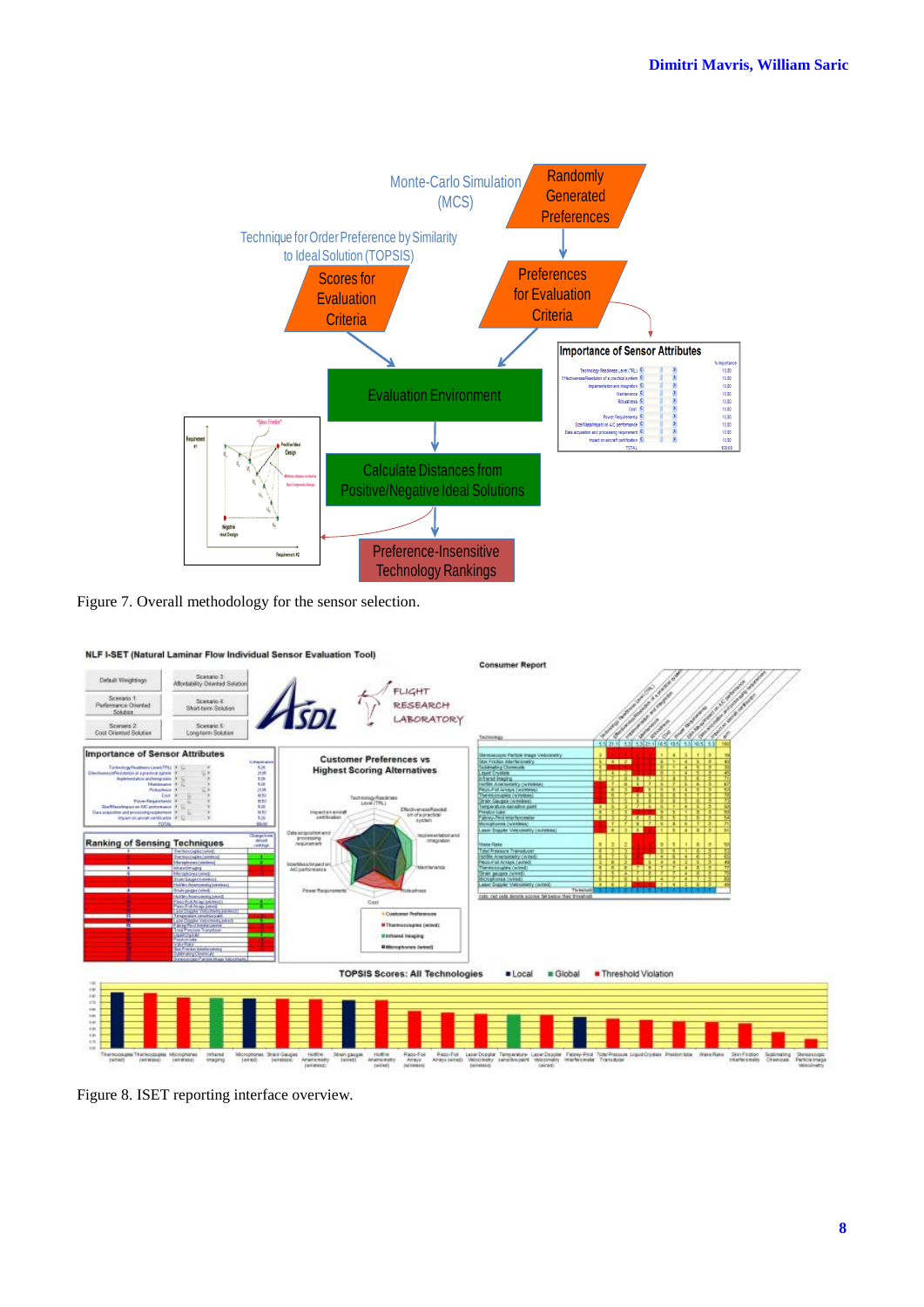Monte-Carlo Simulation (MCS)

Randomly Generated Preferences

Technique for Order Preference by Similarity to Ideal Solution (TOPSIS)

Scores for Evaluation Criteria

Preferences for Evaluation Criteria

Importance of Sensor Attributes

Evaluation Environment

Calculate Distances from Positive/Negative Ideal Solutions

Preference-Insensitive Technology Rankings

Figure 7. Overall methodology for the sensor selection.

NLF I-SET (Natural Laminar Flow Individual Sensor Evaluation Tool)

Consumer Report

Importance of Sensor Attributes

Customer Preferences vs Highest Scoring Alternatives

Ranking of Sensing Techniques

TOPSIS Scores: All Technologies

Local

Global

Threshold Violation

Figure 8. ISET reporting interface overview.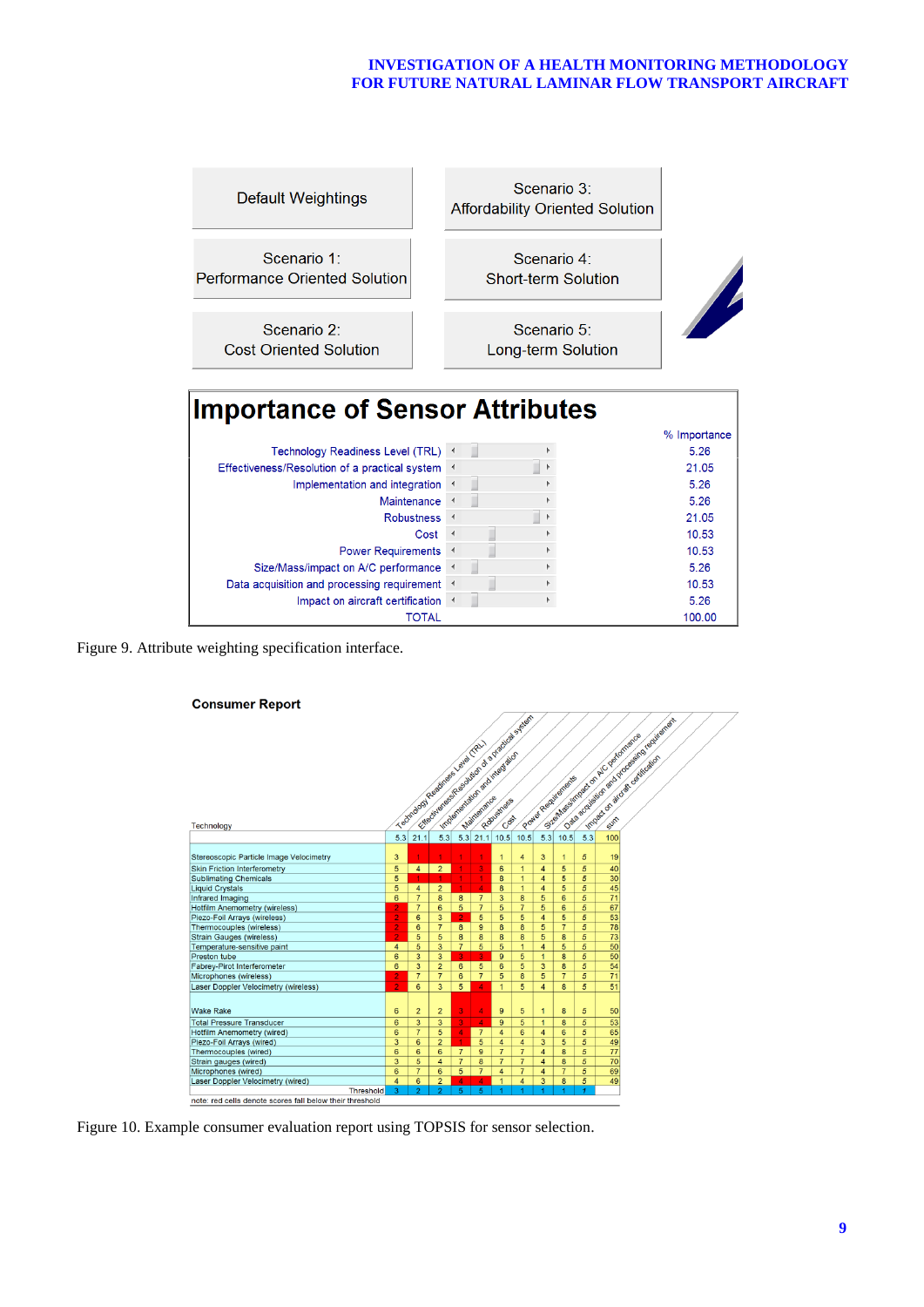| |
|---|
| Default Weightings |
| Scenario 1: Performance Oriented Solution |
| Scenario 2: Cost Oriented Solution |
| Scenario 3: Affordability Oriented Solution |
| Scenario 4: Short-term Solution |
| Scenario 5: Long-term Solution |

**Importance of Sensor Attributes**

| Attribute | % Importance |
|---|---|
| Technology Readiness Level (TRL) | 5.26 |
| Effectiveness/Resolution of a practical system | 21.05 |
| Implementation and integration | 5.26 |
| Maintenance | 5.26 |
| Robustness | 21.05 |
| Cost | 10.53 |
| Power Requirements | 10.53 |
| Size/Mass/impact on A/C performance | 5.26 |
| Data acquisition and processing requirement | 10.53 |
| Impact on aircraft certification | 5.26 |
| TOTAL | 100.00 |

Figure 9. Attribute weighting specification interface.

**Consumer Report**

| Technology | Technology Readiness Level (TRL) | Effectiveness/Resolution of a practical system | Implementation and integration | Maintenance | Robustness | Cost | Power Requirements | Size/Mass/impact on A/C performance | Data acquisition and processing requirement | Impact on aircraft certification | sum |
|---|---|---|---|---|---|---|---|---|---|---|---|
| | 5.3 | 21.1 | 5.3 | 5.3 | 21.1 | 10.5 | 10.5 | 5.3 | 10.5 | 5.3 | 100 |
| Stereoscopic Particle Image Velocimetry | 3 | 1 | 1 | 1 | 1 | 1 | 4 | 3 | 1 | 5 | 19 |
| Skin Friction Interferometry | 5 | 4 | 2 | 1 | 3 | 6 | 1 | 4 | 5 | 5 | 40 |
| Sublimating Chemicals | 5 | 1 | 1 | 1 | 1 | 8 | 1 | 4 | 5 | 5 | 30 |
| Liquid Crystals | 5 | 4 | 2 | 1 | 4 | 8 | 1 | 4 | 5 | 5 | 45 |
| Infrared Imaging | 6 | 7 | 8 | 8 | 7 | 3 | 8 | 5 | 6 | 5 | 71 |
| Hotfilm Anemometry (wireless) | 2 | 7 | 6 | 5 | 7 | 5 | 7 | 5 | 6 | 5 | 67 |
| Piezo-Foil Arrays (wireless) | 2 | 6 | 3 | 2 | 5 | 5 | 5 | 4 | 5 | 5 | 53 |
| Thermocouples (wireless) | 2 | 6 | 7 | 8 | 9 | 8 | 8 | 5 | 7 | 5 | 78 |
| Strain Gauges (wireless) | 2 | 5 | 5 | 8 | 8 | 8 | 8 | 5 | 8 | 5 | 73 |
| Temperature-sensitive paint | 4 | 5 | 3 | 7 | 5 | 5 | 1 | 4 | 5 | 5 | 50 |
| Preston tube | 6 | 3 | 3 | 3 | 3 | 9 | 5 | 1 | 8 | 5 | 50 |
| Fabrey-Pirot Interferometer | 6 | 3 | 2 | 6 | 5 | 6 | 5 | 3 | 8 | 5 | 54 |
| Microphones (wireless) | 2 | 7 | 7 | 6 | 7 | 5 | 8 | 5 | 7 | 5 | 71 |
| Laser Doppler Velocimetry (wireless) | 2 | 6 | 3 | 5 | 4 | 1 | 5 | 4 | 8 | 5 | 51 |
| Wake Rake | 6 | 2 | 2 | 3 | 4 | 9 | 5 | 1 | 8 | 5 | 50 |
| Total Pressure Transducer | 6 | 3 | 3 | 3 | 4 | 9 | 5 | 1 | 8 | 5 | 53 |
| Hotfilm Anemometry (wired) | 6 | 7 | 5 | 4 | 7 | 4 | 6 | 4 | 6 | 5 | 65 |
| Piezo-Foil Arrays (wired) | 3 | 6 | 2 | 1 | 5 | 4 | 4 | 3 | 5 | 5 | 49 |
| Thermocouples (wired) | 6 | 6 | 6 | 7 | 9 | 7 | 7 | 4 | 8 | 5 | 77 |
| Strain gauges (wired) | 3 | 5 | 4 | 7 | 8 | 7 | 7 | 4 | 8 | 5 | 70 |
| Microphones (wired) | 6 | 7 | 6 | 5 | 7 | 4 | 7 | 4 | 7 | 5 | 69 |
| Laser Doppler Velocimetry (wired) | 4 | 6 | 2 | 4 | 4 | 1 | 4 | 3 | 8 | 5 | 49 |
| Threshold | 3 | 2 | 2 | 5 | 5 | 1 | 1 | 1 | 1 | 1 | |

note: red cells denote scores fall below their threshold

Figure 10. Example consumer evaluation report using TOPSIS for sensor selection.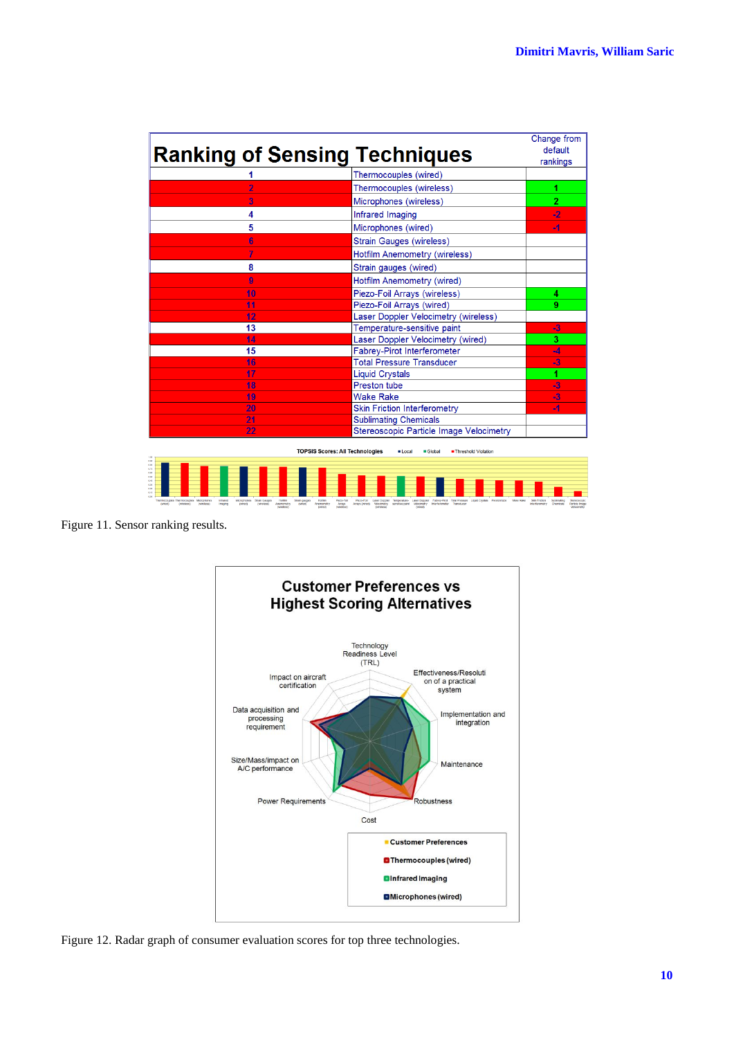| Ranking of Sensing Techniques | | Change from default rankings |
|---|---|---|
| 1 | Thermocouples (wired) | |
| 2 | Thermocouples (wireless) | 1 |
| 3 | Microphones (wireless) | 2 |
| 4 | Infrared Imaging | -2 |
| 5 | Microphones (wired) | -1 |
| 6 | Strain Gauges (wireless) | |
| 7 | Hotfilm Anemometry (wireless) | |
| 8 | Strain gauges (wired) | |
| 9 | Hotfilm Anemometry (wired) | |
| 10 | Piezo-Foil Arrays (wireless) | 4 |
| 11 | Piezo-Foil Arrays (wired) | 9 |
| 12 | Laser Doppler Velocimetry (wireless) | |
| 13 | Temperature-sensitive paint | -3 |
| 14 | Laser Doppler Velocimetry (wired) | 3 |
| 15 | Fabrey-Pirot Interferometer | -4 |
| 16 | Total Pressure Transducer | -3 |
| 17 | Liquid Crystals | 1 |
| 18 | Preston tube | -3 |
| 19 | Wake Rake | -3 |
| 20 | Skin Friction Interferometry | -1 |
| 21 | Sublimating Chemicals | |
| 22 | Stereoscopic Particle Image Velocimetry | |

TOPSIS Scores: All Technologies

Local
Global
Threshold Violation

Figure 11. Sensor ranking results.

Customer Preferences vs Highest Scoring Alternatives

Technology Readiness Level (TRL)
Effectiveness/Resolution of a practical system
Implementation and integration
Maintenance
Robustness
Cost
Power Requirements
Size/Mass/impact on A/C performance
Data acquisition and processing requirement
Impact on aircraft certification

Customer Preferences
Thermocouples (wired)
Infrared Imaging
Microphones (wired)

Figure 12. Radar graph of consumer evaluation scores for top three technologies.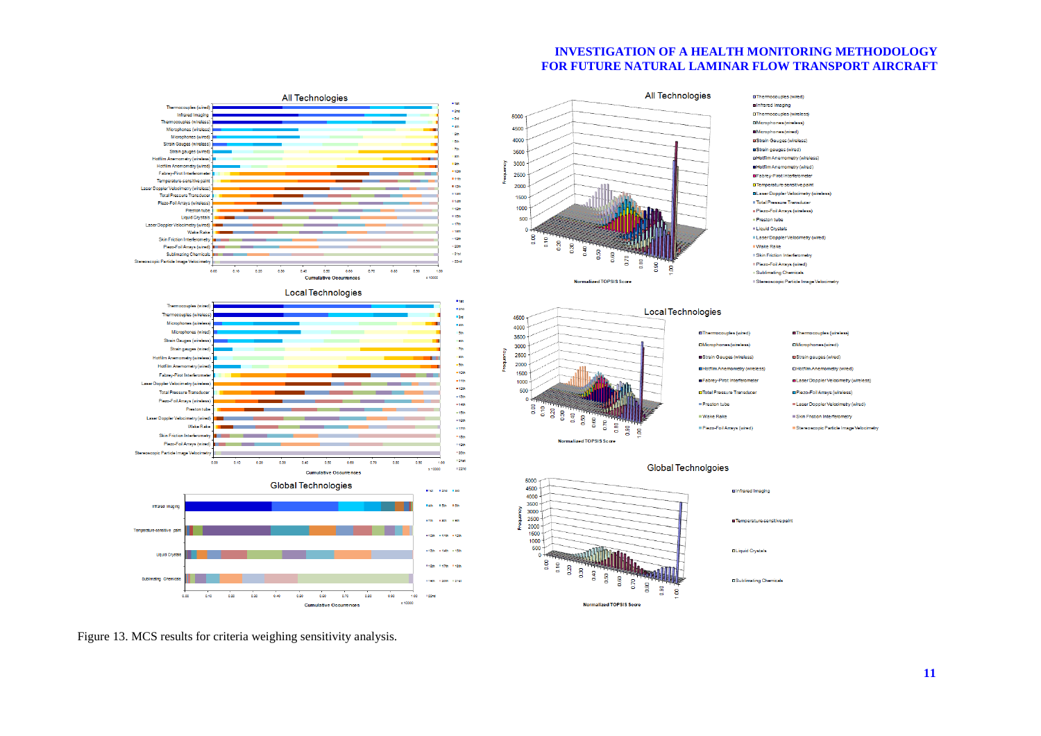All Technologies

Thermocouples (wired)
Infrared Imaging
Thermocouples (wireless)
Microphones (wireless)
Microphones (wired)
Strain Gauges (wireless)
Strain gauges (wired)
Hotfilm Anemometry (wireless)
Hotfilm Anemometry (wired)
Fabrey-Pirot Interferometer
Temperature-sensitive paint
Laser Doppler Velocimetry (wireless)
Total Pressure Transducer
Piezo-Foil Arrays (wireless)
Preston tube
Liquid Crystals
Laser Doppler Velocimetry (wired)
Wake Rake
Skin Friction Interferometry
Piezo-Foil Arrays (wired)
Sublimating Chemicals
Stereoscopic Particle Image Velocimetry

0.00 0.10 0.20 0.30 0.40 0.50 0.60 0.70 0.80 0.90 1.00

x 10000

Cumulative Occurrences

1st 2nd 3rd 4th 5th 6th 7th 8th 9th 10th 11th 12th 13th 14th 15th 16th 17th 18th 19th 20th 21st 22nd

Local Technologies

Thermocouples (wired)
Thermocouples (wireless)
Microphones (wireless)
Microphones (wired)
Strain Gauges (wireless)
Strain gauges (wired)
Hotfilm Anemometry (wireless)
Hotfilm Anemometry (wired)
Fabrey-Pirot Interferometer
Laser Doppler Velocimetry (wireless)
Total Pressure Transducer
Piezo-Foil Arrays (wireless)
Preston tube
Laser Doppler Velocimetry (wired)
Wake Rake
Skin Friction Interferometry
Piezo-Foil Arrays (wired)
Stereoscopic Particle Image Velocimetry

0.00 0.10 0.20 0.30 0.40 0.50 0.60 0.70 0.80 0.90 1.00

x 10000

Cumulative Occurrences

Global Technologies

Infrared Imaging
Temperature-sensitive paint
Liquid Crystals
Sublimating Chemicals

0.00 0.10 0.20 0.30 0.40 0.50 0.60 0.70 0.80 0.90 1.00

x 10000

Cumulative Occurrences

All Technologies

Frequency

0 500 1000 1500 2000 2500 3000 3500 4000 4500 5000

0.00 0.10 0.20 0.30 0.40 0.50 0.60 0.70 0.80 0.90 1.00

Normalized TOPSIS Score

Local Technologies

Frequency

0 500 1000 1500 2000 2500 3000 3500 4000 4500

Normalized TOPSIS Score

Global Technolgoies

Frequency

0 500 1000 1500 2000 2500 3000 3500 4000 4500 5000

Normalized TOPSIS Score

Figure 13. MCS results for criteria weighing sensitivity analysis.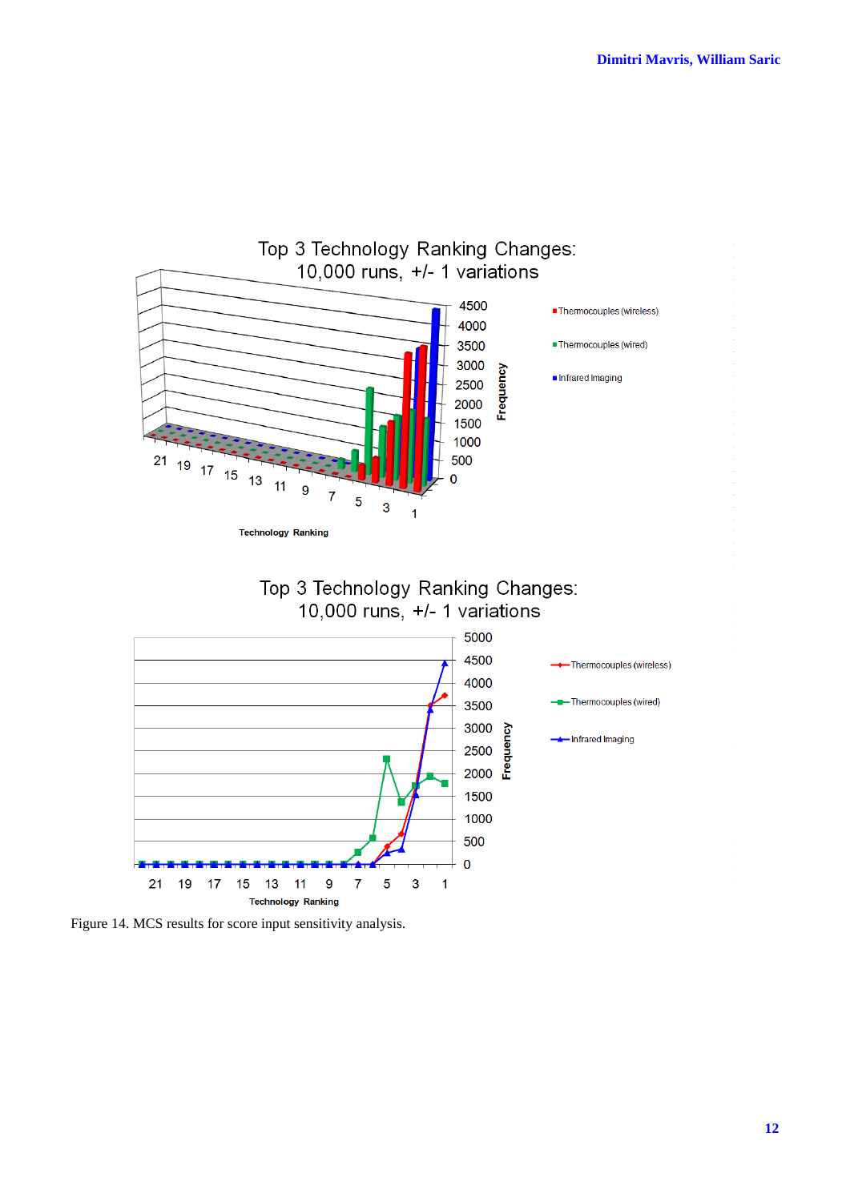Top 3 Technology Ranking Changes:
10,000 runs, +/- 1 variations

4500
4000
3500
3000
2500
2000
1500
1000
500
0

Frequency

21 19 17 15 13 11 9 7 5 3 1

Technology Ranking

Thermocouples (wireless)
Thermocouples (wired)
Infrared Imaging

Top 3 Technology Ranking Changes:
10,000 runs, +/- 1 variations

5000
4500
4000
3500
3000
2500
2000
1500
1000
500
0

Frequency

21 19 17 15 13 11 9 7 5 3 1

Technology Ranking

Thermocouples (wireless)
Thermocouples (wired)
Infrared Imaging

Figure 14. MCS results for score input sensitivity analysis.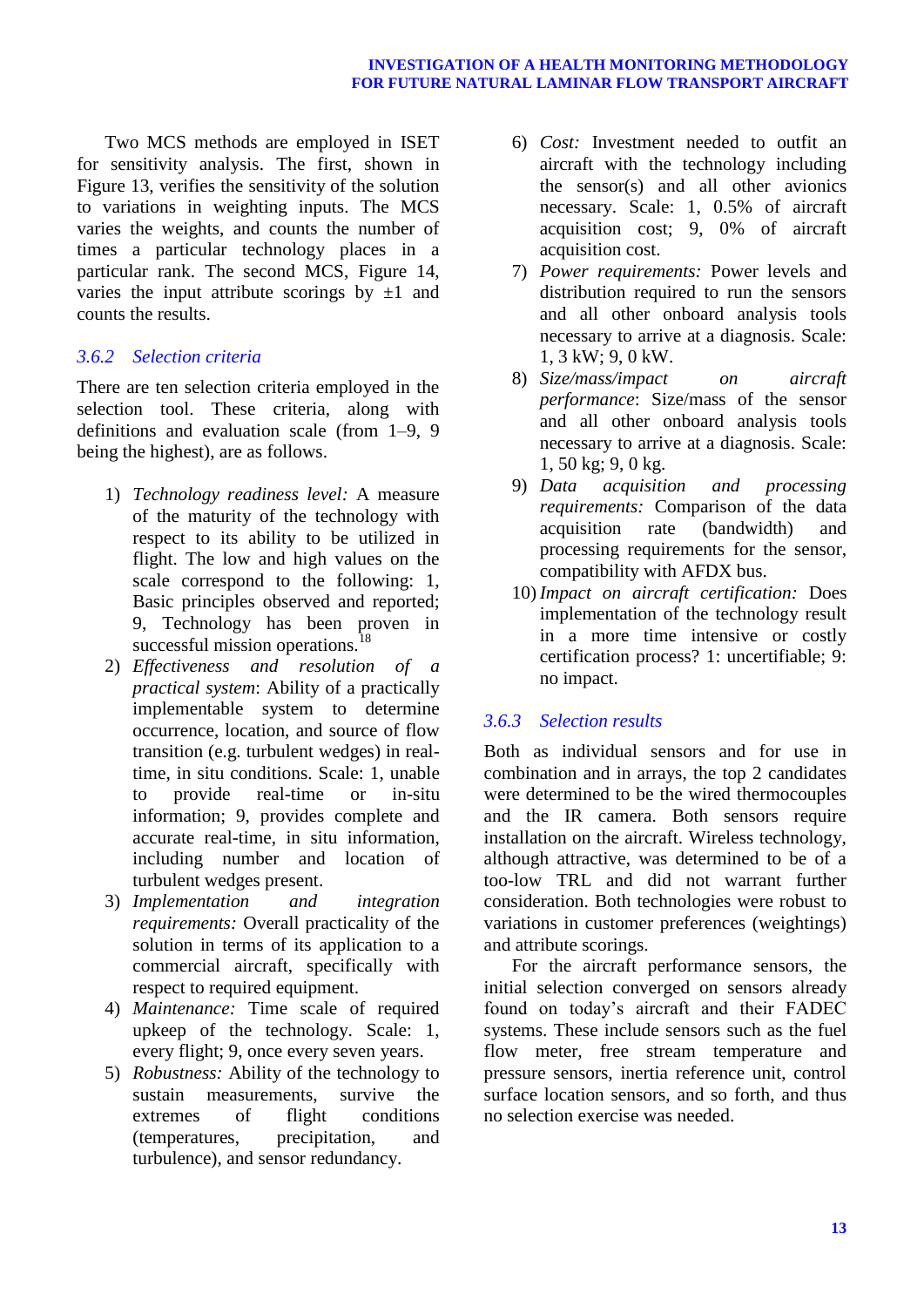Two MCS methods are employed in ISET for sensitivity analysis. The first, shown in Figure 13, verifies the sensitivity of the solution to variations in weighting inputs. The MCS varies the weights, and counts the number of times a particular technology places in a particular rank. The second MCS, Figure 14, varies the input attribute scorings by ±1 and counts the results.

### 3.6.2 Selection criteria

There are ten selection criteria employed in the selection tool. These criteria, along with definitions and evaluation scale (from 1–9, 9 being the highest), are as follows.

1) *Technology readiness level:* A measure of the maturity of the technology with respect to its ability to be utilized in flight. The low and high values on the scale correspond to the following: 1, Basic principles observed and reported; 9, Technology has been proven in successful mission operations.[18]
2) *Effectiveness and resolution of a practical system*: Ability of a practically implementable system to determine occurrence, location, and source of flow transition (e.g. turbulent wedges) in real-time, in situ conditions. Scale: 1, unable to provide real-time or in-situ information; 9, provides complete and accurate real-time, in situ information, including number and location of turbulent wedges present.
3) *Implementation and integration requirements:* Overall practicality of the solution in terms of its application to a commercial aircraft, specifically with respect to required equipment.
4) *Maintenance:* Time scale of required upkeep of the technology. Scale: 1, every flight; 9, once every seven years.
5) *Robustness:* Ability of the technology to sustain measurements, survive the extremes of flight conditions (temperatures, precipitation, and turbulence), and sensor redundancy.
6) *Cost:* Investment needed to outfit an aircraft with the technology including the sensor(s) and all other avionics necessary. Scale: 1, 0.5% of aircraft acquisition cost; 9, 0% of aircraft acquisition cost.
7) *Power requirements:* Power levels and distribution required to run the sensors and all other onboard analysis tools necessary to arrive at a diagnosis. Scale: 1, 3 kW; 9, 0 kW.
8) *Size/mass/impact on aircraft performance*: Size/mass of the sensor and all other onboard analysis tools necessary to arrive at a diagnosis. Scale: 1, 50 kg; 9, 0 kg.
9) *Data acquisition and processing requirements:* Comparison of the data acquisition rate (bandwidth) and processing requirements for the sensor, compatibility with AFDX bus.
10) *Impact on aircraft certification:* Does implementation of the technology result in a more time intensive or costly certification process? 1: uncertifiable; 9: no impact.

### 3.6.3 Selection results

Both as individual sensors and for use in combination and in arrays, the top 2 candidates were determined to be the wired thermocouples and the IR camera. Both sensors require installation on the aircraft. Wireless technology, although attractive, was determined to be of a too-low TRL and did not warrant further consideration. Both technologies were robust to variations in customer preferences (weightings) and attribute scorings.

For the aircraft performance sensors, the initial selection converged on sensors already found on today's aircraft and their FADEC systems. These include sensors such as the fuel flow meter, free stream temperature and pressure sensors, inertia reference unit, control surface location sensors, and so forth, and thus no selection exercise was needed.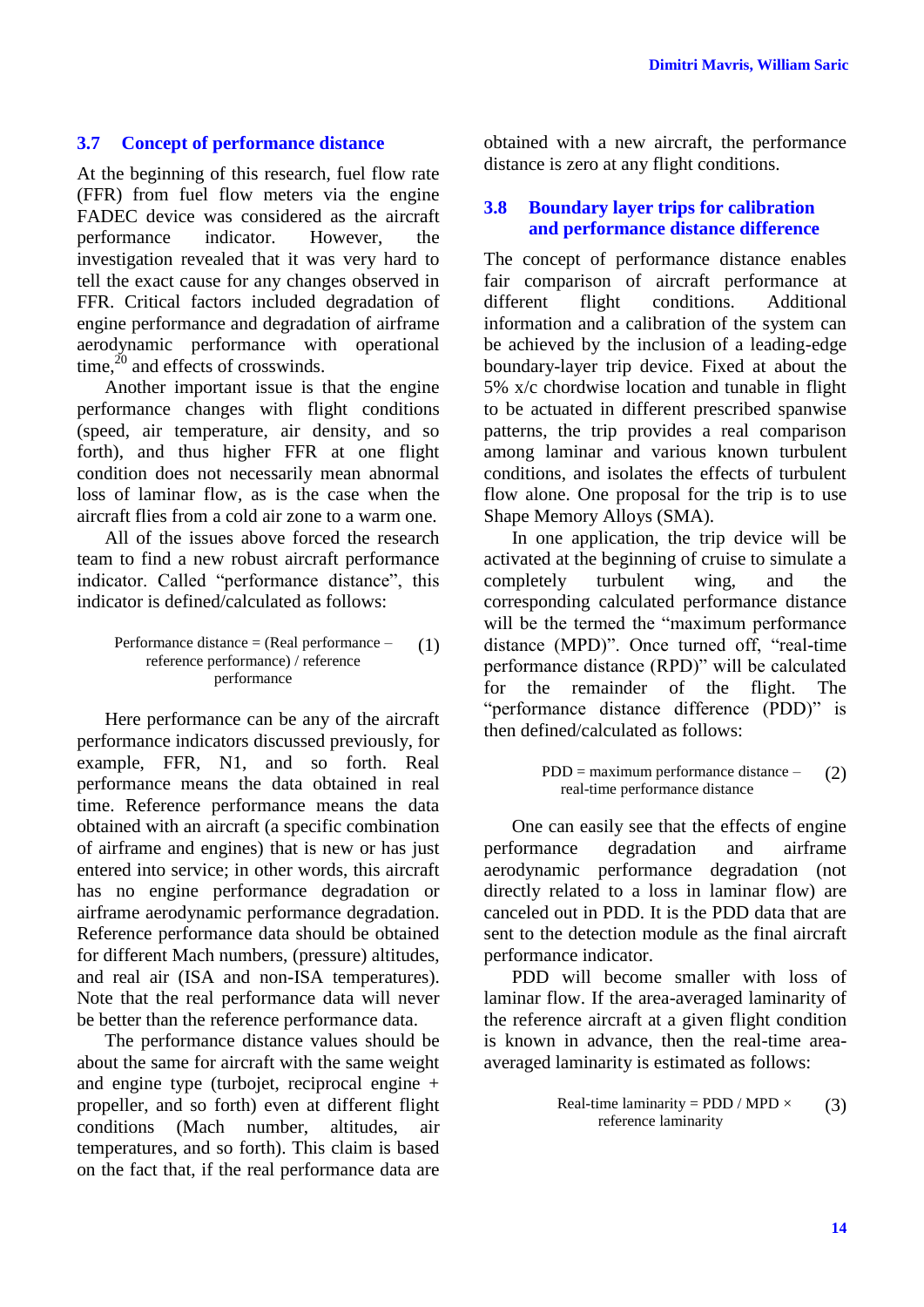## 3.7 Concept of performance distance

At the beginning of this research, fuel flow rate (FFR) from fuel flow meters via the engine FADEC device was considered as the aircraft performance indicator. However, the investigation revealed that it was very hard to tell the exact cause for any changes observed in FFR. Critical factors included degradation of engine performance and degradation of airframe aerodynamic performance with operational time,[20] and effects of crosswinds.

Another important issue is that the engine performance changes with flight conditions (speed, air temperature, air density, and so forth), and thus higher FFR at one flight condition does not necessarily mean abnormal loss of laminar flow, as is the case when the aircraft flies from a cold air zone to a warm one.

All of the issues above forced the research team to find a new robust aircraft performance indicator. Called "performance distance", this indicator is defined/calculated as follows:

$$\text{Performance distance} = (\text{Real performance} - \text{reference performance}) / \text{reference performance} \qquad (1)$$

Here performance can be any of the aircraft performance indicators discussed previously, for example, FFR, N1, and so forth. Real performance means the data obtained in real time. Reference performance means the data obtained with an aircraft (a specific combination of airframe and engines) that is new or has just entered into service; in other words, this aircraft has no engine performance degradation or airframe aerodynamic performance degradation. Reference performance data should be obtained for different Mach numbers, (pressure) altitudes, and real air (ISA and non-ISA temperatures). Note that the real performance data will never be better than the reference performance data.

The performance distance values should be about the same for aircraft with the same weight and engine type (turbojet, reciprocal engine + propeller, and so forth) even at different flight conditions (Mach number, altitudes, air temperatures, and so forth). This claim is based on the fact that, if the real performance data are obtained with a new aircraft, the performance distance is zero at any flight conditions.

## 3.8 Boundary layer trips for calibration and performance distance difference

The concept of performance distance enables fair comparison of aircraft performance at different flight conditions. Additional information and a calibration of the system can be achieved by the inclusion of a leading-edge boundary-layer trip device. Fixed at about the 5% x/c chordwise location and tunable in flight to be actuated in different prescribed spanwise patterns, the trip provides a real comparison among laminar and various known turbulent conditions, and isolates the effects of turbulent flow alone. One proposal for the trip is to use Shape Memory Alloys (SMA).

In one application, the trip device will be activated at the beginning of cruise to simulate a completely turbulent wing, and the corresponding calculated performance distance will be the termed the "maximum performance distance (MPD)". Once turned off, "real-time performance distance (RPD)" will be calculated for the remainder of the flight. The "performance distance difference (PDD)" is then defined/calculated as follows:

$$\text{PDD} = \text{maximum performance distance} - \text{real-time performance distance} \qquad (2)$$

One can easily see that the effects of engine performance degradation and airframe aerodynamic performance degradation (not directly related to a loss in laminar flow) are canceled out in PDD. It is the PDD data that are sent to the detection module as the final aircraft performance indicator.

PDD will become smaller with loss of laminar flow. If the area-averaged laminarity of the reference aircraft at a given flight condition is known in advance, then the real-time area-averaged laminarity is estimated as follows:

$$\text{Real-time laminarity} = \text{PDD} / \text{MPD} \times \text{reference laminarity} \qquad (3)$$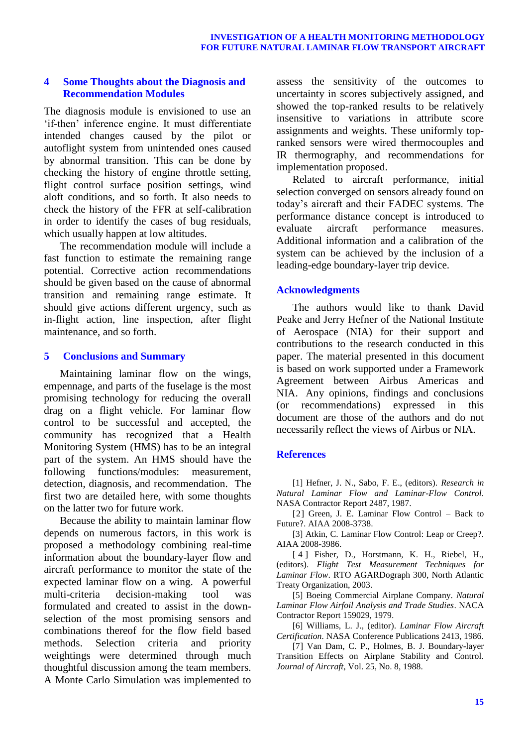## 4 Some Thoughts about the Diagnosis and Recommendation Modules

The diagnosis module is envisioned to use an ‘if-then’ inference engine. It must differentiate intended changes caused by the pilot or autoflight system from unintended ones caused by abnormal transition. This can be done by checking the history of engine throttle setting, flight control surface position settings, wind aloft conditions, and so forth. It also needs to check the history of the FFR at self-calibration in order to identify the cases of bug residuals, which usually happen at low altitudes.

The recommendation module will include a fast function to estimate the remaining range potential. Corrective action recommendations should be given based on the cause of abnormal transition and remaining range estimate. It should give actions different urgency, such as in-flight action, line inspection, after flight maintenance, and so forth.

## 5 Conclusions and Summary

Maintaining laminar flow on the wings, empennage, and parts of the fuselage is the most promising technology for reducing the overall drag on a flight vehicle. For laminar flow control to be successful and accepted, the community has recognized that a Health Monitoring System (HMS) has to be an integral part of the system. An HMS should have the following functions/modules: measurement, detection, diagnosis, and recommendation. The first two are detailed here, with some thoughts on the latter two for future work.

Because the ability to maintain laminar flow depends on numerous factors, in this work is proposed a methodology combining real-time information about the boundary-layer flow and aircraft performance to monitor the state of the expected laminar flow on a wing. A powerful multi-criteria decision-making tool was formulated and created to assist in the down-selection of the most promising sensors and combinations thereof for the flow field based methods. Selection criteria and priority weightings were determined through much thoughtful discussion among the team members. A Monte Carlo Simulation was implemented to assess the sensitivity of the outcomes to uncertainty in scores subjectively assigned, and showed the top-ranked results to be relatively insensitive to variations in attribute score assignments and weights. These uniformly top-ranked sensors were wired thermocouples and IR thermography, and recommendations for implementation proposed.

Related to aircraft performance, initial selection converged on sensors already found on today’s aircraft and their FADEC systems. The performance distance concept is introduced to evaluate aircraft performance measures. Additional information and a calibration of the system can be achieved by the inclusion of a leading-edge boundary-layer trip device.

## Acknowledgments

The authors would like to thank David Peake and Jerry Hefner of the National Institute of Aerospace (NIA) for their support and contributions to the research conducted in this paper. The material presented in this document is based on work supported under a Framework Agreement between Airbus Americas and NIA. Any opinions, findings and conclusions (or recommendations) expressed in this document are those of the authors and do not necessarily reflect the views of Airbus or NIA.

## References

[1] Hefner, J. N., Sabo, F. E., (editors). *Research in Natural Laminar Flow and Laminar-Flow Control*. NASA Contractor Report 2487, 1987.

[2] Green, J. E. Laminar Flow Control – Back to Future?. AIAA 2008-3738.

[3] Atkin, C. Laminar Flow Control: Leap or Creep?. AIAA 2008-3986.

[4] Fisher, D., Horstmann, K. H., Riebel, H., (editors). *Flight Test Measurement Techniques for Laminar Flow*. RTO AGARDograph 300, North Atlantic Treaty Organization, 2003.

[5] Boeing Commercial Airplane Company. *Natural Laminar Flow Airfoil Analysis and Trade Studies*. NACA Contractor Report 159029, 1979.

[6] Williams, L. J., (editor). *Laminar Flow Aircraft Certification*. NASA Conference Publications 2413, 1986.

[7] Van Dam, C. P., Holmes, B. J. Boundary-layer Transition Effects on Airplane Stability and Control. *Journal of Aircraft*, Vol. 25, No. 8, 1988.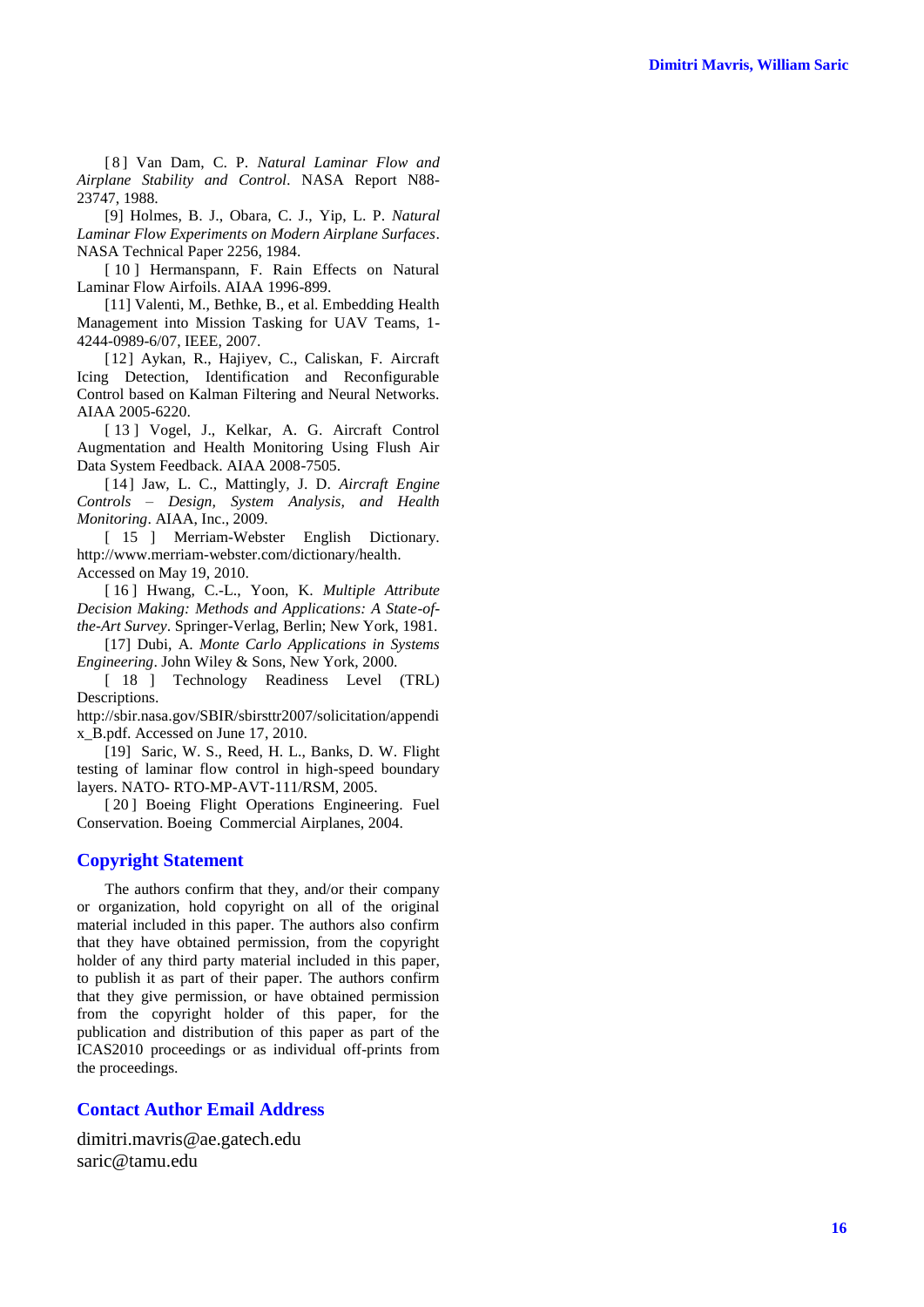[8] Van Dam, C. P. *Natural Laminar Flow and Airplane Stability and Control*. NASA Report N88-23747, 1988.

[9] Holmes, B. J., Obara, C. J., Yip, L. P. *Natural Laminar Flow Experiments on Modern Airplane Surfaces*. NASA Technical Paper 2256, 1984.

[10] Hermanspann, F. Rain Effects on Natural Laminar Flow Airfoils. AIAA 1996-899.

[11] Valenti, M., Bethke, B., et al. Embedding Health Management into Mission Tasking for UAV Teams, 1-4244-0989-6/07, IEEE, 2007.

[12] Aykan, R., Hajiyev, C., Caliskan, F. Aircraft Icing Detection, Identification and Reconfigurable Control based on Kalman Filtering and Neural Networks. AIAA 2005-6220.

[13] Vogel, J., Kelkar, A. G. Aircraft Control Augmentation and Health Monitoring Using Flush Air Data System Feedback. AIAA 2008-7505.

[14] Jaw, L. C., Mattingly, J. D. *Aircraft Engine Controls – Design, System Analysis, and Health Monitoring*. AIAA, Inc., 2009.

[15] Merriam-Webster English Dictionary. http://www.merriam-webster.com/dictionary/health. Accessed on May 19, 2010.

[16] Hwang, C.-L., Yoon, K. *Multiple Attribute Decision Making: Methods and Applications: A State-of-the-Art Survey*. Springer-Verlag, Berlin; New York, 1981.

[17] Dubi, A. *Monte Carlo Applications in Systems Engineering*. John Wiley & Sons, New York, 2000.

[18] Technology Readiness Level (TRL) Descriptions. http://sbir.nasa.gov/SBIR/sbirsttr2007/solicitation/appendix_B.pdf. Accessed on June 17, 2010.

[19] Saric, W. S., Reed, H. L., Banks, D. W. Flight testing of laminar flow control in high-speed boundary layers. NATO- RTO-MP-AVT-111/RSM, 2005.

[20] Boeing Flight Operations Engineering. Fuel Conservation. Boeing Commercial Airplanes, 2004.

## Copyright Statement

The authors confirm that they, and/or their company or organization, hold copyright on all of the original material included in this paper. The authors also confirm that they have obtained permission, from the copyright holder of any third party material included in this paper, to publish it as part of their paper. The authors confirm that they give permission, or have obtained permission from the copyright holder of this paper, for the publication and distribution of this paper as part of the ICAS2010 proceedings or as individual off-prints from the proceedings.

## Contact Author Email Address

dimitri.mavris@ae.gatech.edu
saric@tamu.edu